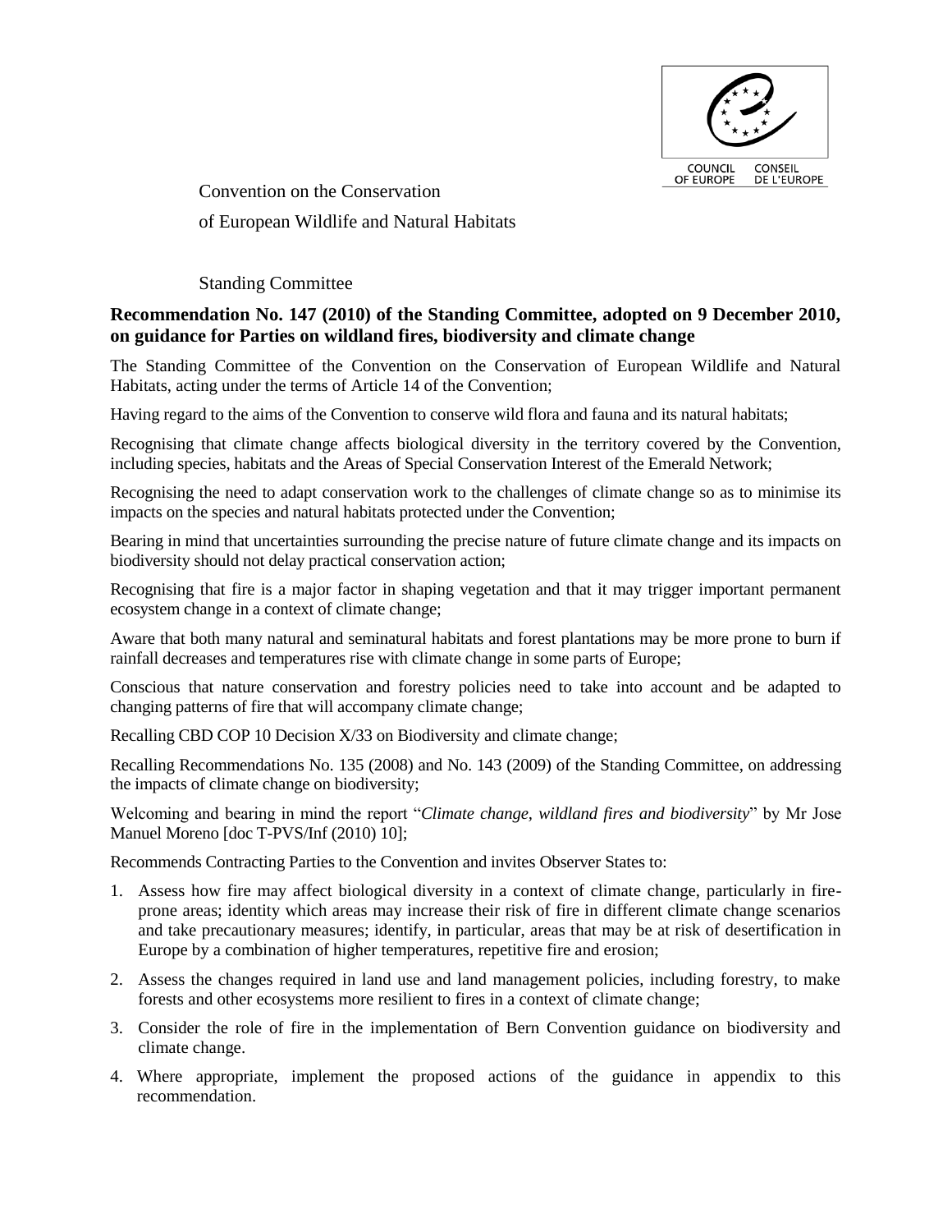COUNCIL OF EUROPE CONSEIL DE L'EUROPE

Convention on the Conservation

of European Wildlife and Natural Habitats

Standing Committee

**Recommendation No. 147 (2010) of the Standing Committee, adopted on 9 December 2010, on guidance for Parties on wildland fires, biodiversity and climate change**

The Standing Committee of the Convention on the Conservation of European Wildlife and Natural Habitats, acting under the terms of Article 14 of the Convention;

Having regard to the aims of the Convention to conserve wild flora and fauna and its natural habitats;

Recognising that climate change affects biological diversity in the territory covered by the Convention, including species, habitats and the Areas of Special Conservation Interest of the Emerald Network;

Recognising the need to adapt conservation work to the challenges of climate change so as to minimise its impacts on the species and natural habitats protected under the Convention;

Bearing in mind that uncertainties surrounding the precise nature of future climate change and its impacts on biodiversity should not delay practical conservation action;

Recognising that fire is a major factor in shaping vegetation and that it may trigger important permanent ecosystem change in a context of climate change;

Aware that both many natural and seminatural habitats and forest plantations may be more prone to burn if rainfall decreases and temperatures rise with climate change in some parts of Europe;

Conscious that nature conservation and forestry policies need to take into account and be adapted to changing patterns of fire that will accompany climate change;

Recalling CBD COP 10 Decision X/33 on Biodiversity and climate change;

Recalling Recommendations No. 135 (2008) and No. 143 (2009) of the Standing Committee, on addressing the impacts of climate change on biodiversity;

Welcoming and bearing in mind the report "*Climate change, wildland fires and biodiversity*" by Mr Jose Manuel Moreno [doc T-PVS/Inf (2010) 10];

Recommends Contracting Parties to the Convention and invites Observer States to:

1. Assess how fire may affect biological diversity in a context of climate change, particularly in fire-prone areas; identity which areas may increase their risk of fire in different climate change scenarios and take precautionary measures; identify, in particular, areas that may be at risk of desertification in Europe by a combination of higher temperatures, repetitive fire and erosion;
2. Assess the changes required in land use and land management policies, including forestry, to make forests and other ecosystems more resilient to fires in a context of climate change;
3. Consider the role of fire in the implementation of Bern Convention guidance on biodiversity and climate change.
4. Where appropriate, implement the proposed actions of the guidance in appendix to this recommendation.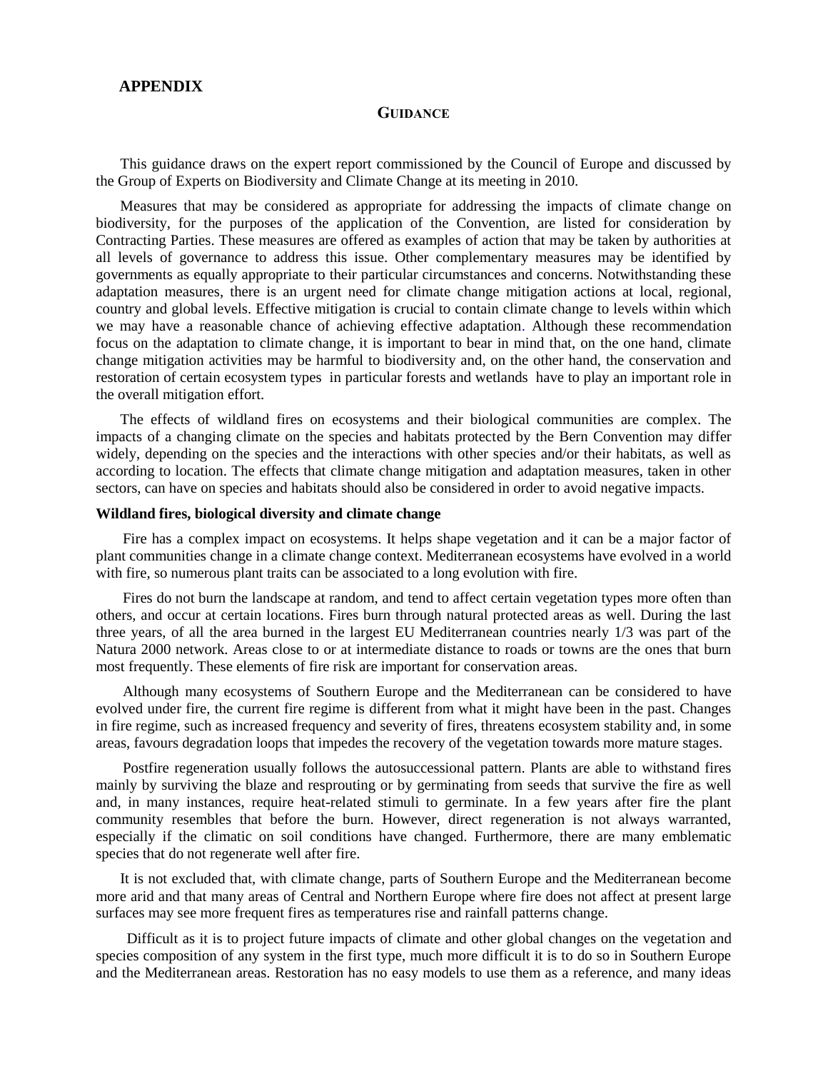## APPENDIX

### GUIDANCE

This guidance draws on the expert report commissioned by the Council of Europe and discussed by the Group of Experts on Biodiversity and Climate Change at its meeting in 2010.

Measures that may be considered as appropriate for addressing the impacts of climate change on biodiversity, for the purposes of the application of the Convention, are listed for consideration by Contracting Parties. These measures are offered as examples of action that may be taken by authorities at all levels of governance to address this issue. Other complementary measures may be identified by governments as equally appropriate to their particular circumstances and concerns. Notwithstanding these adaptation measures, there is an urgent need for climate change mitigation actions at local, regional, country and global levels. Effective mitigation is crucial to contain climate change to levels within which we may have a reasonable chance of achieving effective adaptation. Although these recommendation focus on the adaptation to climate change, it is important to bear in mind that, on the one hand, climate change mitigation activities may be harmful to biodiversity and, on the other hand, the conservation and restoration of certain ecosystem types in particular forests and wetlands have to play an important role in the overall mitigation effort.

The effects of wildland fires on ecosystems and their biological communities are complex. The impacts of a changing climate on the species and habitats protected by the Bern Convention may differ widely, depending on the species and the interactions with other species and/or their habitats, as well as according to location. The effects that climate change mitigation and adaptation measures, taken in other sectors, can have on species and habitats should also be considered in order to avoid negative impacts.

**Wildland fires, biological diversity and climate change**

Fire has a complex impact on ecosystems. It helps shape vegetation and it can be a major factor of plant communities change in a climate change context. Mediterranean ecosystems have evolved in a world with fire, so numerous plant traits can be associated to a long evolution with fire.

Fires do not burn the landscape at random, and tend to affect certain vegetation types more often than others, and occur at certain locations. Fires burn through natural protected areas as well. During the last three years, of all the area burned in the largest EU Mediterranean countries nearly 1/3 was part of the Natura 2000 network. Areas close to or at intermediate distance to roads or towns are the ones that burn most frequently. These elements of fire risk are important for conservation areas.

Although many ecosystems of Southern Europe and the Mediterranean can be considered to have evolved under fire, the current fire regime is different from what it might have been in the past. Changes in fire regime, such as increased frequency and severity of fires, threatens ecosystem stability and, in some areas, favours degradation loops that impedes the recovery of the vegetation towards more mature stages.

Postfire regeneration usually follows the autosuccessional pattern. Plants are able to withstand fires mainly by surviving the blaze and resprouting or by germinating from seeds that survive the fire as well and, in many instances, require heat-related stimuli to germinate. In a few years after fire the plant community resembles that before the burn. However, direct regeneration is not always warranted, especially if the climatic on soil conditions have changed. Furthermore, there are many emblematic species that do not regenerate well after fire.

It is not excluded that, with climate change, parts of Southern Europe and the Mediterranean become more arid and that many areas of Central and Northern Europe where fire does not affect at present large surfaces may see more frequent fires as temperatures rise and rainfall patterns change.

Difficult as it is to project future impacts of climate and other global changes on the vegetation and species composition of any system in the first type, much more difficult it is to do so in Southern Europe and the Mediterranean areas. Restoration has no easy models to use them as a reference, and many ideas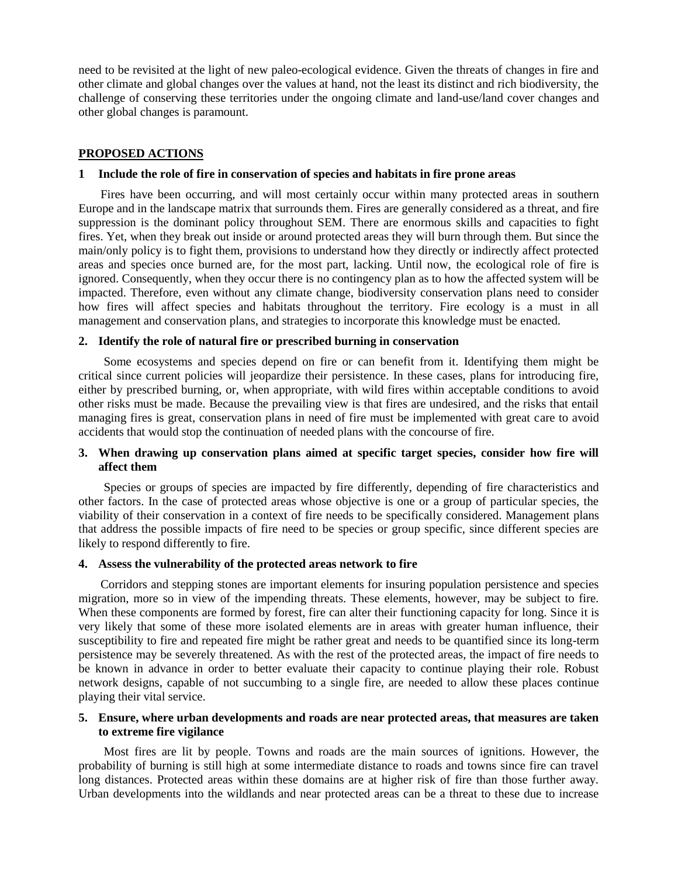need to be revisited at the light of new paleo-ecological evidence. Given the threats of changes in fire and other climate and global changes over the values at hand, not the least its distinct and rich biodiversity, the challenge of conserving these territories under the ongoing climate and land-use/land cover changes and other global changes is paramount.

## PROPOSED ACTIONS

### 1 Include the role of fire in conservation of species and habitats in fire prone areas

Fires have been occurring, and will most certainly occur within many protected areas in southern Europe and in the landscape matrix that surrounds them. Fires are generally considered as a threat, and fire suppression is the dominant policy throughout SEM. There are enormous skills and capacities to fight fires. Yet, when they break out inside or around protected areas they will burn through them. But since the main/only policy is to fight them, provisions to understand how they directly or indirectly affect protected areas and species once burned are, for the most part, lacking. Until now, the ecological role of fire is ignored. Consequently, when they occur there is no contingency plan as to how the affected system will be impacted. Therefore, even without any climate change, biodiversity conservation plans need to consider how fires will affect species and habitats throughout the territory. Fire ecology is a must in all management and conservation plans, and strategies to incorporate this knowledge must be enacted.

### 2. Identify the role of natural fire or prescribed burning in conservation

Some ecosystems and species depend on fire or can benefit from it. Identifying them might be critical since current policies will jeopardize their persistence. In these cases, plans for introducing fire, either by prescribed burning, or, when appropriate, with wild fires within acceptable conditions to avoid other risks must be made. Because the prevailing view is that fires are undesired, and the risks that entail managing fires is great, conservation plans in need of fire must be implemented with great care to avoid accidents that would stop the continuation of needed plans with the concourse of fire.

### 3. When drawing up conservation plans aimed at specific target species, consider how fire will affect them

Species or groups of species are impacted by fire differently, depending of fire characteristics and other factors. In the case of protected areas whose objective is one or a group of particular species, the viability of their conservation in a context of fire needs to be specifically considered. Management plans that address the possible impacts of fire need to be species or group specific, since different species are likely to respond differently to fire.

### 4. Assess the vulnerability of the protected areas network to fire

Corridors and stepping stones are important elements for insuring population persistence and species migration, more so in view of the impending threats. These elements, however, may be subject to fire. When these components are formed by forest, fire can alter their functioning capacity for long. Since it is very likely that some of these more isolated elements are in areas with greater human influence, their susceptibility to fire and repeated fire might be rather great and needs to be quantified since its long-term persistence may be severely threatened. As with the rest of the protected areas, the impact of fire needs to be known in advance in order to better evaluate their capacity to continue playing their role. Robust network designs, capable of not succumbing to a single fire, are needed to allow these places continue playing their vital service.

### 5. Ensure, where urban developments and roads are near protected areas, that measures are taken to extreme fire vigilance

Most fires are lit by people. Towns and roads are the main sources of ignitions. However, the probability of burning is still high at some intermediate distance to roads and towns since fire can travel long distances. Protected areas within these domains are at higher risk of fire than those further away. Urban developments into the wildlands and near protected areas can be a threat to these due to increase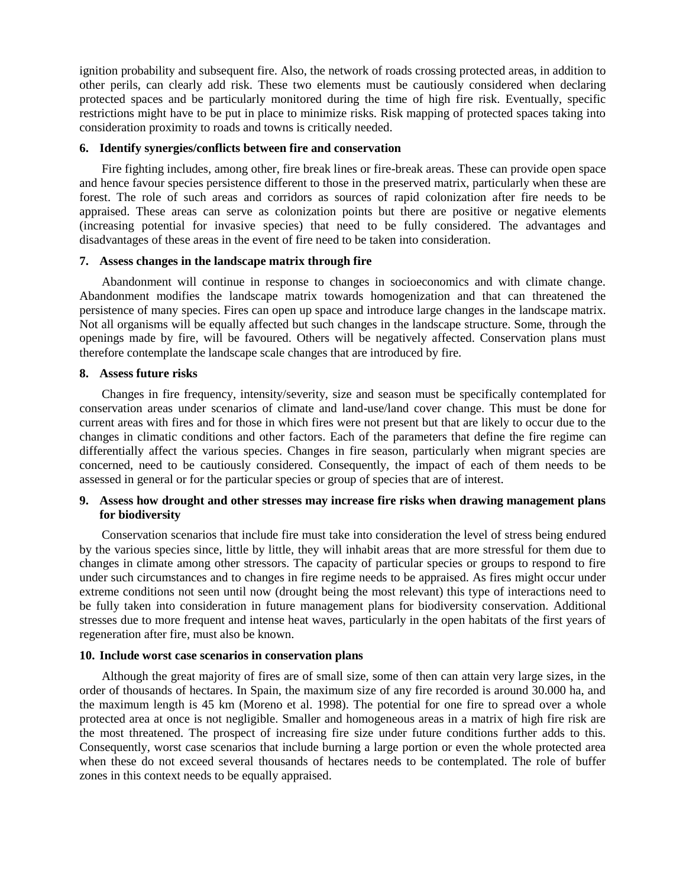ignition probability and subsequent fire. Also, the network of roads crossing protected areas, in addition to other perils, can clearly add risk. These two elements must be cautiously considered when declaring protected spaces and be particularly monitored during the time of high fire risk. Eventually, specific restrictions might have to be put in place to minimize risks. Risk mapping of protected spaces taking into consideration proximity to roads and towns is critically needed.

**6. Identify synergies/conflicts between fire and conservation**

Fire fighting includes, among other, fire break lines or fire-break areas. These can provide open space and hence favour species persistence different to those in the preserved matrix, particularly when these are forest. The role of such areas and corridors as sources of rapid colonization after fire needs to be appraised. These areas can serve as colonization points but there are positive or negative elements (increasing potential for invasive species) that need to be fully considered. The advantages and disadvantages of these areas in the event of fire need to be taken into consideration.

**7. Assess changes in the landscape matrix through fire**

Abandonment will continue in response to changes in socioeconomics and with climate change. Abandonment modifies the landscape matrix towards homogenization and that can threatened the persistence of many species. Fires can open up space and introduce large changes in the landscape matrix. Not all organisms will be equally affected but such changes in the landscape structure. Some, through the openings made by fire, will be favoured. Others will be negatively affected. Conservation plans must therefore contemplate the landscape scale changes that are introduced by fire.

**8. Assess future risks**

Changes in fire frequency, intensity/severity, size and season must be specifically contemplated for conservation areas under scenarios of climate and land-use/land cover change. This must be done for current areas with fires and for those in which fires were not present but that are likely to occur due to the changes in climatic conditions and other factors. Each of the parameters that define the fire regime can differentially affect the various species. Changes in fire season, particularly when migrant species are concerned, need to be cautiously considered. Consequently, the impact of each of them needs to be assessed in general or for the particular species or group of species that are of interest.

**9. Assess how drought and other stresses may increase fire risks when drawing management plans for biodiversity**

Conservation scenarios that include fire must take into consideration the level of stress being endured by the various species since, little by little, they will inhabit areas that are more stressful for them due to changes in climate among other stressors. The capacity of particular species or groups to respond to fire under such circumstances and to changes in fire regime needs to be appraised. As fires might occur under extreme conditions not seen until now (drought being the most relevant) this type of interactions need to be fully taken into consideration in future management plans for biodiversity conservation. Additional stresses due to more frequent and intense heat waves, particularly in the open habitats of the first years of regeneration after fire, must also be known.

**10. Include worst case scenarios in conservation plans**

Although the great majority of fires are of small size, some of then can attain very large sizes, in the order of thousands of hectares. In Spain, the maximum size of any fire recorded is around 30.000 ha, and the maximum length is 45 km (Moreno et al. 1998). The potential for one fire to spread over a whole protected area at once is not negligible. Smaller and homogeneous areas in a matrix of high fire risk are the most threatened. The prospect of increasing fire size under future conditions further adds to this. Consequently, worst case scenarios that include burning a large portion or even the whole protected area when these do not exceed several thousands of hectares needs to be contemplated. The role of buffer zones in this context needs to be equally appraised.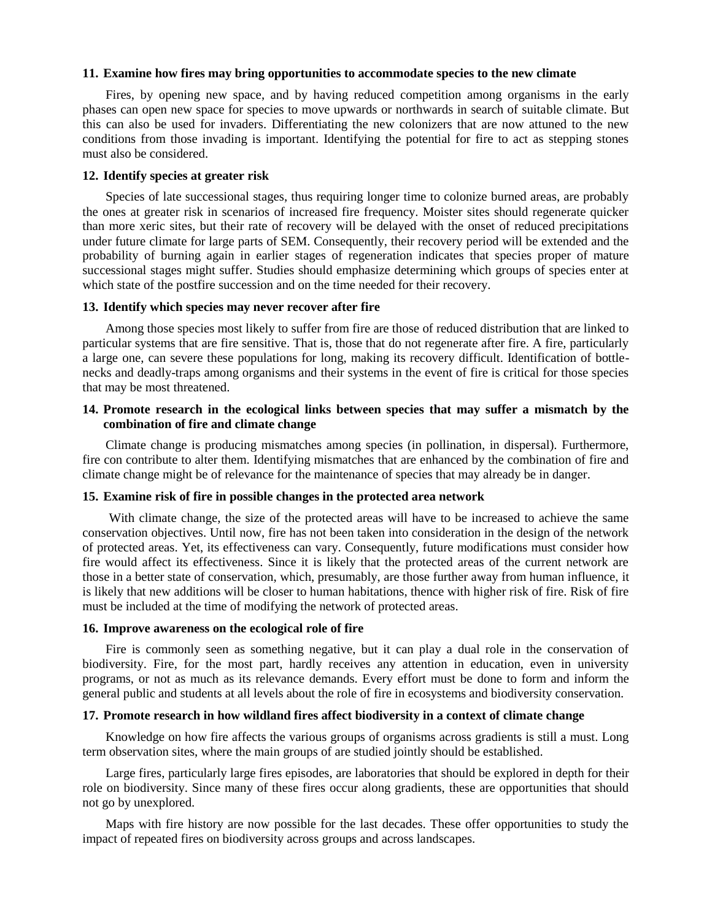### 11. Examine how fires may bring opportunities to accommodate species to the new climate

Fires, by opening new space, and by having reduced competition among organisms in the early phases can open new space for species to move upwards or northwards in search of suitable climate. But this can also be used for invaders. Differentiating the new colonizers that are now attuned to the new conditions from those invading is important. Identifying the potential for fire to act as stepping stones must also be considered.

### 12. Identify species at greater risk

Species of late successional stages, thus requiring longer time to colonize burned areas, are probably the ones at greater risk in scenarios of increased fire frequency. Moister sites should regenerate quicker than more xeric sites, but their rate of recovery will be delayed with the onset of reduced precipitations under future climate for large parts of SEM. Consequently, their recovery period will be extended and the probability of burning again in earlier stages of regeneration indicates that species proper of mature successional stages might suffer. Studies should emphasize determining which groups of species enter at which state of the postfire succession and on the time needed for their recovery.

### 13. Identify which species may never recover after fire

Among those species most likely to suffer from fire are those of reduced distribution that are linked to particular systems that are fire sensitive. That is, those that do not regenerate after fire. A fire, particularly a large one, can severe these populations for long, making its recovery difficult. Identification of bottle-necks and deadly-traps among organisms and their systems in the event of fire is critical for those species that may be most threatened.

### 14. Promote research in the ecological links between species that may suffer a mismatch by the combination of fire and climate change

Climate change is producing mismatches among species (in pollination, in dispersal). Furthermore, fire con contribute to alter them. Identifying mismatches that are enhanced by the combination of fire and climate change might be of relevance for the maintenance of species that may already be in danger.

### 15. Examine risk of fire in possible changes in the protected area network

With climate change, the size of the protected areas will have to be increased to achieve the same conservation objectives. Until now, fire has not been taken into consideration in the design of the network of protected areas. Yet, its effectiveness can vary. Consequently, future modifications must consider how fire would affect its effectiveness. Since it is likely that the protected areas of the current network are those in a better state of conservation, which, presumably, are those further away from human influence, it is likely that new additions will be closer to human habitations, thence with higher risk of fire. Risk of fire must be included at the time of modifying the network of protected areas.

### 16. Improve awareness on the ecological role of fire

Fire is commonly seen as something negative, but it can play a dual role in the conservation of biodiversity. Fire, for the most part, hardly receives any attention in education, even in university programs, or not as much as its relevance demands. Every effort must be done to form and inform the general public and students at all levels about the role of fire in ecosystems and biodiversity conservation.

### 17. Promote research in how wildland fires affect biodiversity in a context of climate change

Knowledge on how fire affects the various groups of organisms across gradients is still a must. Long term observation sites, where the main groups of are studied jointly should be established.

Large fires, particularly large fires episodes, are laboratories that should be explored in depth for their role on biodiversity. Since many of these fires occur along gradients, these are opportunities that should not go by unexplored.

Maps with fire history are now possible for the last decades. These offer opportunities to study the impact of repeated fires on biodiversity across groups and across landscapes.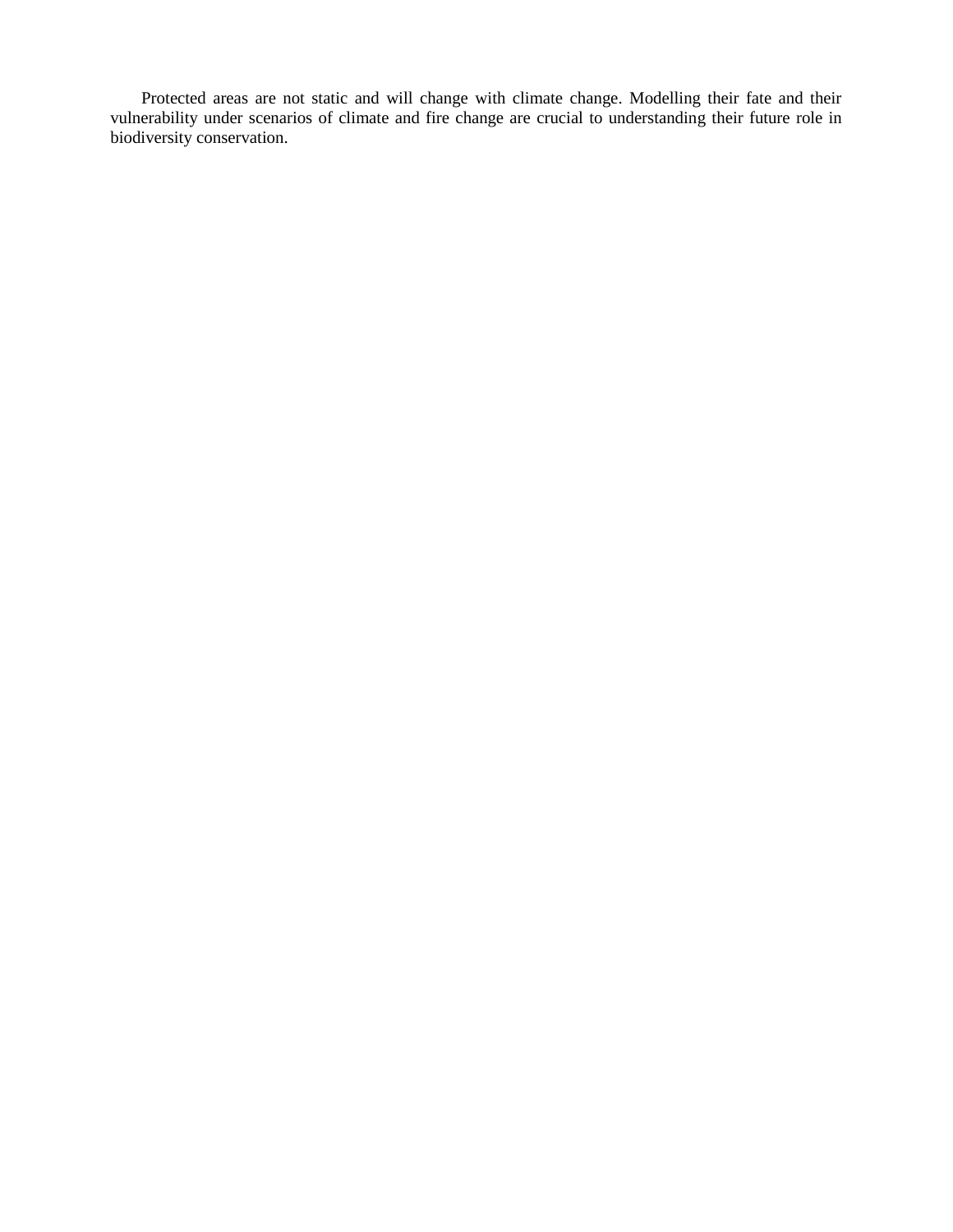Protected areas are not static and will change with climate change. Modelling their fate and their vulnerability under scenarios of climate and fire change are crucial to understanding their future role in biodiversity conservation.